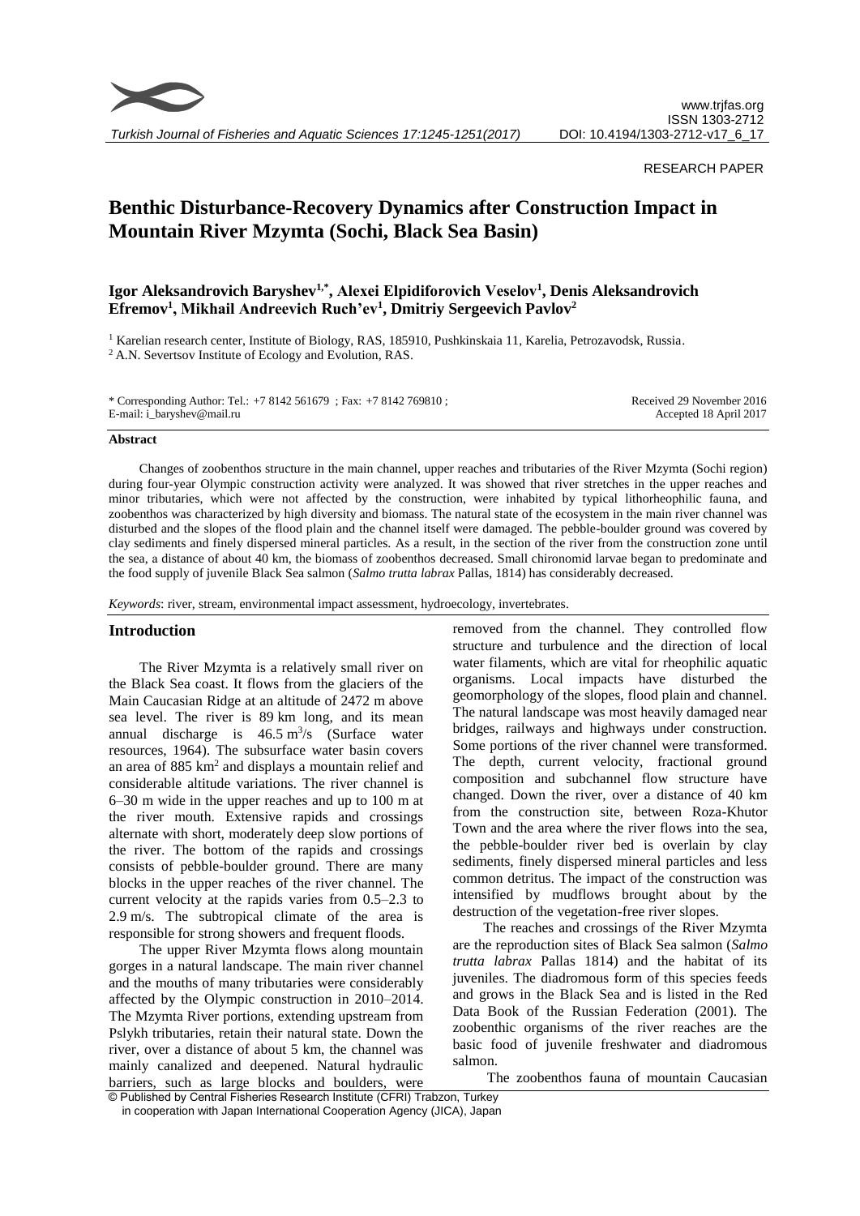RESEARCH PAPER

# Benthic Disturbance-Recovery Dynamics after Construction Impact in Mountain River Mzymta (Sochi, Black Sea Basin)

**Igor Aleksandrovich Baryshev[1,*], Alexei Elpidiforovich Veselov[1], Denis Aleksandrovich Efremov[1], Mikhail Andreevich Ruch'ev[1], Dmitriy Sergeevich Pavlov[2]**

[1] Karelian research center, Institute of Biology, RAS, 185910, Pushkinskaia 11, Karelia, Petrozavodsk, Russia.
[2] A.N. Severtsov Institute of Ecology and Evolution, RAS.

\* Corresponding Author: Tel.: +7 8142 561679 ; Fax: +7 8142 769810 ;
E-mail: i_baryshev@mail.ru

Received 29 November 2016
Accepted 18 April 2017

## Abstract

Changes of zoobenthos structure in the main channel, upper reaches and tributaries of the River Mzymta (Sochi region) during four-year Olympic construction activity were analyzed. It was showed that river stretches in the upper reaches and minor tributaries, which were not affected by the construction, were inhabited by typical lithorheophilic fauna, and zoobenthos was characterized by high diversity and biomass. The natural state of the ecosystem in the main river channel was disturbed and the slopes of the flood plain and the channel itself were damaged. The pebble-boulder ground was covered by clay sediments and finely dispersed mineral particles. As a result, in the section of the river from the construction zone until the sea, a distance of about 40 km, the biomass of zoobenthos decreased. Small chironomid larvae began to predominate and the food supply of juvenile Black Sea salmon (*Salmo trutta labrax* Pallas, 1814) has considerably decreased.

*Keywords*: river, stream, environmental impact assessment, hydroecology, invertebrates.

## Introduction

The River Mzymta is a relatively small river on the Black Sea coast. It flows from the glaciers of the Main Caucasian Ridge at an altitude of 2472 m above sea level. The river is 89 km long, and its mean annual discharge is 46.5 $m^3$/s (Surface water resources, 1964). The subsurface water basin covers an area of 885 $km^2$ and displays a mountain relief and considerable altitude variations. The river channel is 6–30 m wide in the upper reaches and up to 100 m at the river mouth. Extensive rapids and crossings alternate with short, moderately deep slow portions of the river. The bottom of the rapids and crossings consists of pebble-boulder ground. There are many blocks in the upper reaches of the river channel. The current velocity at the rapids varies from 0.5–2.3 to 2.9 m/s. The subtropical climate of the area is responsible for strong showers and frequent floods.

The upper River Mzymta flows along mountain gorges in a natural landscape. The main river channel and the mouths of many tributaries were considerably affected by the Olympic construction in 2010–2014. The Mzymta River portions, extending upstream from Pslykh tributaries, retain their natural state. Down the river, over a distance of about 5 km, the channel was mainly canalized and deepened. Natural hydraulic barriers, such as large blocks and boulders, were removed from the channel. They controlled flow structure and turbulence and the direction of local water filaments, which are vital for rheophilic aquatic organisms. Local impacts have disturbed the geomorphology of the slopes, flood plain and channel. The natural landscape was most heavily damaged near bridges, railways and highways under construction. Some portions of the river channel were transformed. The depth, current velocity, fractional ground composition and subchannel flow structure have changed. Down the river, over a distance of 40 km from the construction site, between Roza-Khutor Town and the area where the river flows into the sea, the pebble-boulder river bed is overlain by clay sediments, finely dispersed mineral particles and less common detritus. The impact of the construction was intensified by mudflows brought about by the destruction of the vegetation-free river slopes.

The reaches and crossings of the River Mzymta are the reproduction sites of Black Sea salmon (*Salmo trutta labrax* Pallas 1814) and the habitat of its juveniles. The diadromous form of this species feeds and grows in the Black Sea and is listed in the Red Data Book of the Russian Federation (2001). The zoobenthic organisms of the river reaches are the basic food of juvenile freshwater and diadromous salmon.

The zoobenthos fauna of mountain Caucasian

© Published by Central Fisheries Research Institute (CFRI) Trabzon, Turkey in cooperation with Japan International Cooperation Agency (JICA), Japan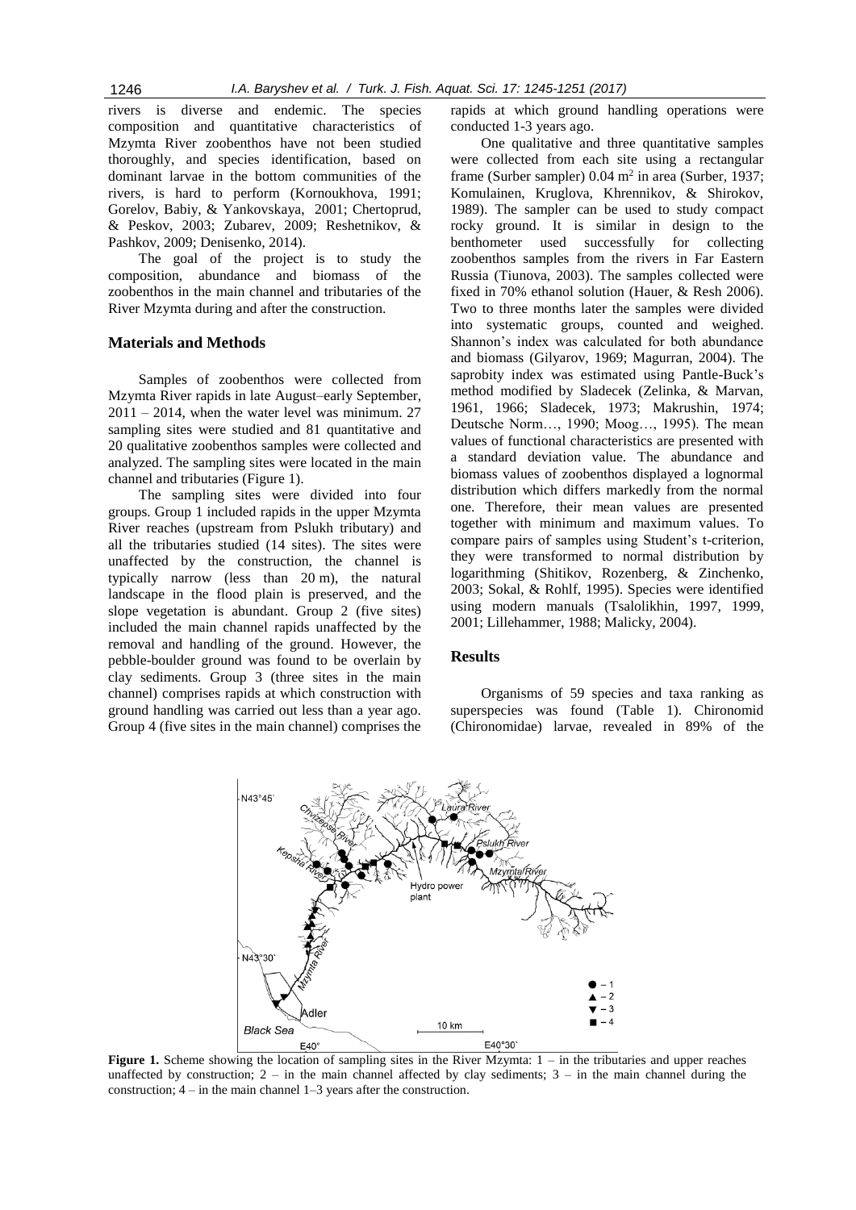rivers is diverse and endemic. The species composition and quantitative characteristics of Mzymta River zoobenthos have not been studied thoroughly, and species identification, based on dominant larvae in the bottom communities of the rivers, is hard to perform (Kornoukhova, 1991; Gorelov, Babiy, & Yankovskaya, 2001; Chertoprud, & Peskov, 2003; Zubarev, 2009; Reshetnikov, & Pashkov, 2009; Denisenko, 2014).

The goal of the project is to study the composition, abundance and biomass of the zoobenthos in the main channel and tributaries of the River Mzymta during and after the construction.

## Materials and Methods

Samples of zoobenthos were collected from Mzymta River rapids in late August–early September, 2011 – 2014, when the water level was minimum. 27 sampling sites were studied and 81 quantitative and 20 qualitative zoobenthos samples were collected and analyzed. The sampling sites were located in the main channel and tributaries (Figure 1).

The sampling sites were divided into four groups. Group 1 included rapids in the upper Mzymta River reaches (upstream from Pslukh tributary) and all the tributaries studied (14 sites). The sites were unaffected by the construction, the channel is typically narrow (less than 20 m), the natural landscape in the flood plain is preserved, and the slope vegetation is abundant. Group 2 (five sites) included the main channel rapids unaffected by the removal and handling of the ground. However, the pebble-boulder ground was found to be overlain by clay sediments. Group 3 (three sites in the main channel) comprises rapids at which construction with ground handling was carried out less than a year ago. Group 4 (five sites in the main channel) comprises the rapids at which ground handling operations were conducted 1-3 years ago.

One qualitative and three quantitative samples were collected from each site using a rectangular frame (Surber sampler) 0.04 m$^2$ in area (Surber, 1937; Komulainen, Kruglova, Khrennikov, & Shirokov, 1989). The sampler can be used to study compact rocky ground. It is similar in design to the benthometer used successfully for collecting zoobenthos samples from the rivers in Far Eastern Russia (Tiunova, 2003). The samples collected were fixed in 70% ethanol solution (Hauer, & Resh 2006). Two to three months later the samples were divided into systematic groups, counted and weighed. Shannon's index was calculated for both abundance and biomass (Gilyarov, 1969; Magurran, 2004). The saprobity index was estimated using Pantle-Buck's method modified by Sladecek (Zelinka, & Marvan, 1961, 1966; Sladecek, 1973; Makrushin, 1974; Deutsche Norm…, 1990; Moog…, 1995). The mean values of functional characteristics are presented with a standard deviation value. The abundance and biomass values of zoobenthos displayed a lognormal distribution which differs markedly from the normal one. Therefore, their mean values are presented together with minimum and maximum values. To compare pairs of samples using Student's t-criterion, they were transformed to normal distribution by logarithming (Shitikov, Rozenberg, & Zinchenko, 2003; Sokal, & Rohlf, 1995). Species were identified using modern manuals (Tsalolikhin, 1997, 1999, 2001; Lillehammer, 1988; Malicky, 2004).

## Results

Organisms of 59 species and taxa ranking as superspecies was found (Table 1). Chironomid (Chironomidae) larvae, revealed in 89% of the

**Figure 1.** Scheme showing the location of sampling sites in the River Mzymta: 1 – in the tributaries and upper reaches unaffected by construction; 2 – in the main channel affected by clay sediments; 3 – in the main channel during the construction; 4 – in the main channel 1–3 years after the construction.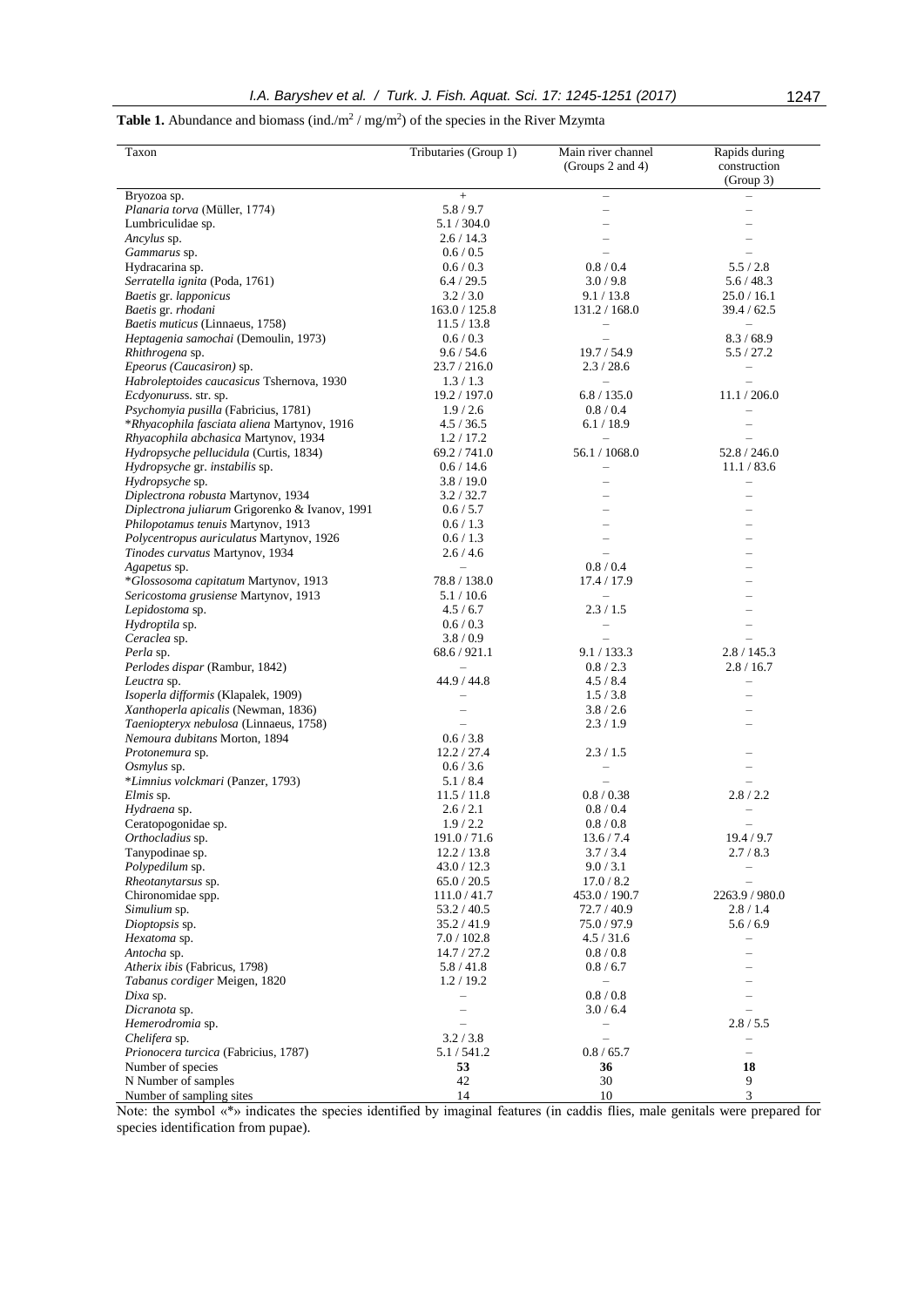**Table 1.** Abundance and biomass (ind./m$^2$ / mg/m$^2$) of the species in the River Mzymta

| Taxon | Tributaries (Group 1) | Main river channel (Groups 2 and 4) | Rapids during construction (Group 3) |
|---|---|---|---|
| Bryozoa sp. | + | – | – |
| *Planaria torva* (Müller, 1774) | 5.8 / 9.7 | – | – |
| Lumbriculidae sp. | 5.1 / 304.0 | – | – |
| *Ancylus* sp. | 2.6 / 14.3 | – | – |
| *Gammarus* sp. | 0.6 / 0.5 | – | – |
| Hydracarina sp. | 0.6 / 0.3 | 0.8 / 0.4 | 5.5 / 2.8 |
| *Serratella ignita* (Poda, 1761) | 6.4 / 29.5 | 3.0 / 9.8 | 5.6 / 48.3 |
| *Baetis* gr. *lapponicus* | 3.2 / 3.0 | 9.1 / 13.8 | 25.0 / 16.1 |
| *Baetis* gr. *rhodani* | 163.0 / 125.8 | 131.2 / 168.0 | 39.4 / 62.5 |
| *Baetis muticus* (Linnaeus, 1758) | 11.5 / 13.8 | – | – |
| *Heptagenia samochai* (Demoulin, 1973) | 0.6 / 0.3 | – | 8.3 / 68.9 |
| *Rhithrogena* sp. | 9.6 / 54.6 | 19.7 / 54.9 | 5.5 / 27.2 |
| *Epeorus (Caucasiron)* sp. | 23.7 / 216.0 | 2.3 / 28.6 | – |
| *Habroleptoides caucasicus* Tshernova, 1930 | 1.3 / 1.3 | – | – |
| *Ecdyonuruss.* str. sp. | 19.2 / 197.0 | 6.8 / 135.0 | 11.1 / 206.0 |
| *Psychomyia pusilla* (Fabricius, 1781) | 1.9 / 2.6 | 0.8 / 0.4 | – |
| **Rhyacophila fasciata aliena* Martynov, 1916 | 4.5 / 36.5 | 6.1 / 18.9 | – |
| *Rhyacophila abchasica* Martynov, 1934 | 1.2 / 17.2 | – | – |
| *Hydropsyche pellucidula* (Curtis, 1834) | 69.2 / 741.0 | 56.1 / 1068.0 | 52.8 / 246.0 |
| *Hydropsyche* gr. *instabilis* sp. | 0.6 / 14.6 | – | 11.1 / 83.6 |
| *Hydropsyche* sp. | 3.8 / 19.0 | – | – |
| *Diplectrona robusta* Martynov, 1934 | 3.2 / 32.7 | – | – |
| *Diplectrona juliarum* Grigorenko & Ivanov, 1991 | 0.6 / 5.7 | – | – |
| *Philopotamus tenuis* Martynov, 1913 | 0.6 / 1.3 | – | – |
| *Polycentropus auriculatus* Martynov, 1926 | 0.6 / 1.3 | – | – |
| *Tinodes curvatus* Martynov, 1934 | 2.6 / 4.6 | – | – |
| *Agapetus* sp. | – | 0.8 / 0.4 | – |
| **Glossosoma capitatum* Martynov, 1913 | 78.8 / 138.0 | 17.4 / 17.9 | – |
| *Sericostoma grusiense* Martynov, 1913 | 5.1 / 10.6 | – | – |
| *Lepidostoma* sp. | 4.5 / 6.7 | 2.3 / 1.5 | – |
| *Hydroptila* sp. | 0.6 / 0.3 | – | – |
| *Ceraclea* sp. | 3.8 / 0.9 | – | – |
| *Perla* sp. | 68.6 / 921.1 | 9.1 / 133.3 | 2.8 / 145.3 |
| *Perlodes dispar* (Rambur, 1842) | – | 0.8 / 2.3 | 2.8 / 16.7 |
| *Leuctra* sp. | 44.9 / 44.8 | 4.5 / 8.4 | – |
| *Isoperla difformis* (Klapalek, 1909) | – | 1.5 / 3.8 | – |
| *Xanthoperla apicalis* (Newman, 1836) | – | 3.8 / 2.6 | – |
| *Taeniopteryx nebulosa* (Linnaeus, 1758) | – | 2.3 / 1.9 | – |
| *Nemoura dubitans* Morton, 1894 | 0.6 / 3.8 | | |
| *Protonemura* sp. | 12.2 / 27.4 | 2.3 / 1.5 | – |
| *Osmylus* sp. | 0.6 / 3.6 | – | – |
| **Limnius volckmari* (Panzer, 1793) | 5.1 / 8.4 | – | – |
| *Elmis* sp. | 11.5 / 11.8 | 0.8 / 0.38 | 2.8 / 2.2 |
| *Hydraena* sp. | 2.6 / 2.1 | 0.8 / 0.4 | – |
| Ceratopogonidae sp. | 1.9 / 2.2 | 0.8 / 0.8 | – |
| *Orthocladius* sp. | 191.0 / 71.6 | 13.6 / 7.4 | 19.4 / 9.7 |
| Tanypodinae sp. | 12.2 / 13.8 | 3.7 / 3.4 | 2.7 / 8.3 |
| *Polypedilum* sp. | 43.0 / 12.3 | 9.0 / 3.1 | – |
| *Rheotanytarsus* sp. | 65.0 / 20.5 | 17.0 / 8.2 | – |
| Chironomidae spp. | 111.0 / 41.7 | 453.0 / 190.7 | 2263.9 / 980.0 |
| *Simulium* sp. | 53.2 / 40.5 | 72.7 / 40.9 | 2.8 / 1.4 |
| *Dioptopsis* sp. | 35.2 / 41.9 | 75.0 / 97.9 | 5.6 / 6.9 |
| *Hexatoma* sp. | 7.0 / 102.8 | 4.5 / 31.6 | – |
| *Antocha* sp. | 14.7 / 27.2 | 0.8 / 0.8 | – |
| *Atherix ibis* (Fabricus, 1798) | 5.8 / 41.8 | 0.8 / 6.7 | – |
| *Tabanus cordiger* Meigen, 1820 | 1.2 / 19.2 | – | – |
| *Dixa* sp. | – | 0.8 / 0.8 | – |
| *Dicranota* sp. | – | 3.0 / 6.4 | – |
| *Hemerodromia* sp. | – | – | 2.8 / 5.5 |
| *Chelifera* sp. | 3.2 / 3.8 | – | – |
| *Prionocera turcica* (Fabricius, 1787) | 5.1 / 541.2 | 0.8 / 65.7 | – |
| Number of species | **53** | **36** | **18** |
| N Number of samples | 42 | 30 | 9 |
| Number of sampling sites | 14 | 10 | 3 |

Note: the symbol «*» indicates the species identified by imaginal features (in caddis flies, male genitals were prepared for species identification from pupae).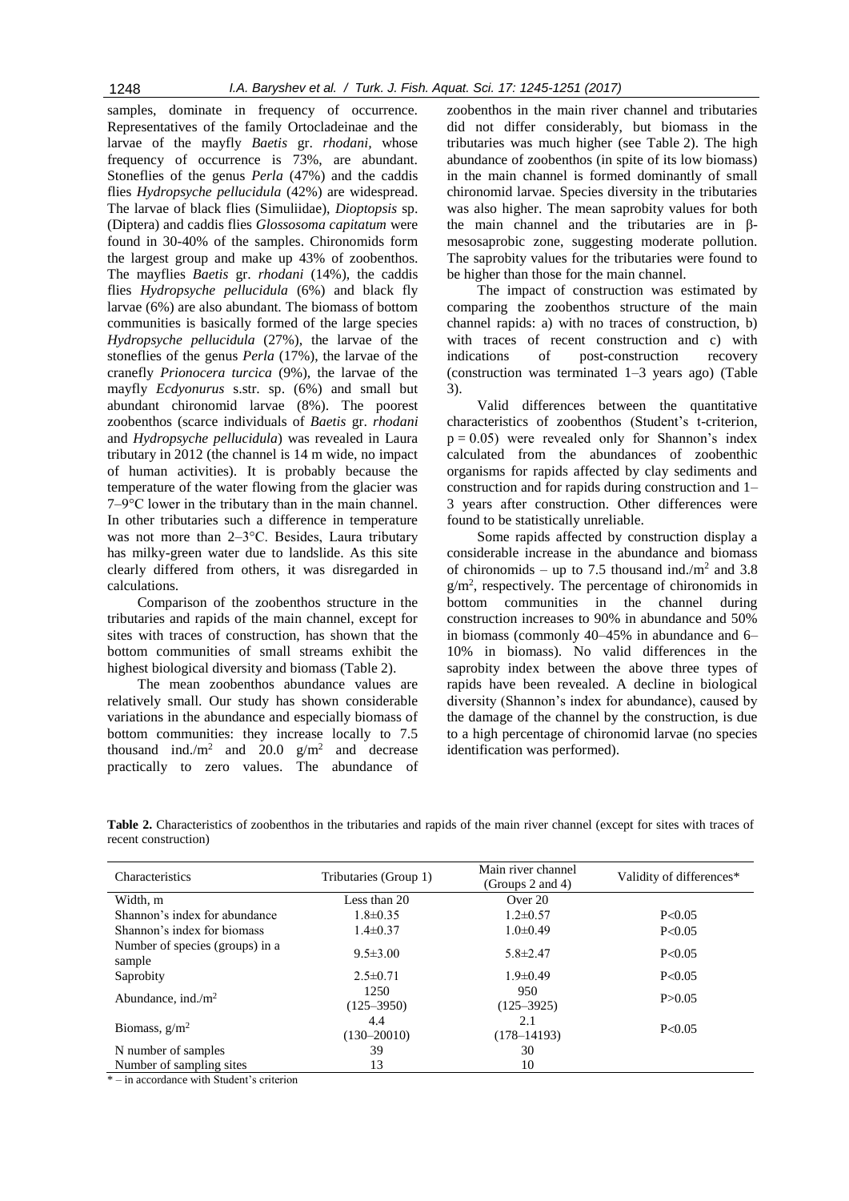samples, dominate in frequency of occurrence. Representatives of the family Ortocladeinae and the larvae of the mayfly *Baetis* gr. *rhodani*, whose frequency of occurrence is 73%, are abundant. Stoneflies of the genus *Perla* (47%) and the caddis flies *Hydropsyche pellucidula* (42%) are widespread. The larvae of black flies (Simuliidae), *Dioptopsis* sp. (Diptera) and caddis flies *Glossosoma capitatum* were found in 30-40% of the samples. Chironomids form the largest group and make up 43% of zoobenthos. The mayflies *Baetis* gr. *rhodani* (14%), the caddis flies *Hydropsyche pellucidula* (6%) and black fly larvae (6%) are also abundant. The biomass of bottom communities is basically formed of the large species *Hydropsyche pellucidula* (27%), the larvae of the stoneflies of the genus *Perla* (17%), the larvae of the cranefly *Prionocera turcica* (9%), the larvae of the mayfly *Ecdyonurus* s.str. sp. (6%) and small but abundant chironomid larvae (8%). The poorest zoobenthos (scarce individuals of *Baetis* gr. *rhodani* and *Hydropsyche pellucidula*) was revealed in Laura tributary in 2012 (the channel is 14 m wide, no impact of human activities). It is probably because the temperature of the water flowing from the glacier was 7–9°C lower in the tributary than in the main channel. In other tributaries such a difference in temperature was not more than 2–3°C. Besides, Laura tributary has milky-green water due to landslide. As this site clearly differed from others, it was disregarded in calculations.

Comparison of the zoobenthos structure in the tributaries and rapids of the main channel, except for sites with traces of construction, has shown that the bottom communities of small streams exhibit the highest biological diversity and biomass (Table 2).

The mean zoobenthos abundance values are relatively small. Our study has shown considerable variations in the abundance and especially biomass of bottom communities: they increase locally to 7.5 thousand ind./m$^2$ and 20.0 g/m$^2$ and decrease practically to zero values. The abundance of zoobenthos in the main river channel and tributaries did not differ considerably, but biomass in the tributaries was much higher (see Table 2). The high abundance of zoobenthos (in spite of its low biomass) in the main channel is formed dominantly of small chironomid larvae. Species diversity in the tributaries was also higher. The mean saprobity values for both the main channel and the tributaries are in β-mesosaprobic zone, suggesting moderate pollution. The saprobity values for the tributaries were found to be higher than those for the main channel.

The impact of construction was estimated by comparing the zoobenthos structure of the main channel rapids: a) with no traces of construction, b) with traces of recent construction and c) with indications of post-construction recovery (construction was terminated 1–3 years ago) (Table 3).

Valid differences between the quantitative characteristics of zoobenthos (Student's t-criterion, $p = 0.05$) were revealed only for Shannon's index calculated from the abundances of zoobenthic organisms for rapids affected by clay sediments and construction and for rapids during construction and 1–3 years after construction. Other differences were found to be statistically unreliable.

Some rapids affected by construction display a considerable increase in the abundance and biomass of chironomids – up to 7.5 thousand ind./m$^2$ and 3.8 g/m$^2$, respectively. The percentage of chironomids in bottom communities in the channel during construction increases to 90% in abundance and 50% in biomass (commonly 40–45% in abundance and 6–10% in biomass). No valid differences in the saprobity index between the above three types of rapids have been revealed. A decline in biological diversity (Shannon's index for abundance), caused by the damage of the channel by the construction, is due to a high percentage of chironomid larvae (no species identification was performed).

**Table 2.** Characteristics of zoobenthos in the tributaries and rapids of the main river channel (except for sites with traces of recent construction)

| Characteristics | Tributaries (Group 1) | Main river channel (Groups 2 and 4) | Validity of differences* |
|---|---|---|---|
| Width, m | Less than 20 | Over 20 | |
| Shannon's index for abundance | 1.8±0.35 | 1.2±0.57 | P<0.05 |
| Shannon's index for biomass | 1.4±0.37 | 1.0±0.49 | P<0.05 |
| Number of species (groups) in a sample | 9.5±3.00 | 5.8±2.47 | P<0.05 |
| Saprobity | 2.5±0.71 | 1.9±0.49 | P<0.05 |
| Abundance, ind./m$^2$ | 1250 (125–3950) | 950 (125–3925) | P>0.05 |
| Biomass, g/m$^2$ | 4.4 (130–20010) | 2.1 (178–14193) | P<0.05 |
| N number of samples | 39 | 30 | |
| Number of sampling sites | 13 | 10 | |

\* – in accordance with Student's criterion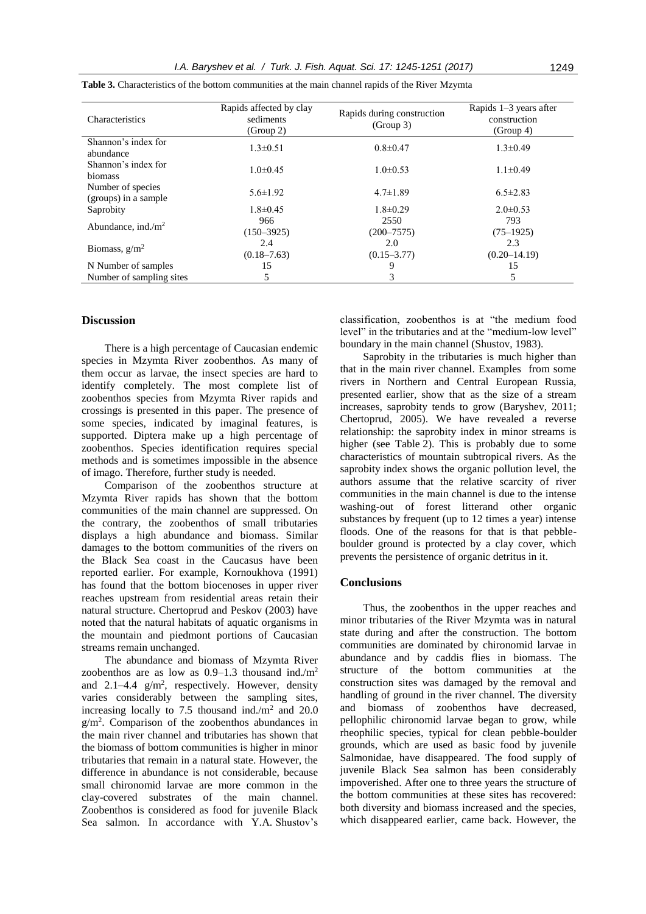**Table 3.** Characteristics of the bottom communities at the main channel rapids of the River Mzymta

| Characteristics | Rapids affected by clay sediments (Group 2) | Rapids during construction (Group 3) | Rapids 1–3 years after construction (Group 4) |
|---|---|---|---|
| Shannon's index for abundance | 1.3±0.51 | 0.8±0.47 | 1.3±0.49 |
| Shannon's index for biomass | 1.0±0.45 | 1.0±0.53 | 1.1±0.49 |
| Number of species (groups) in a sample | 5.6±1.92 | 4.7±1.89 | 6.5±2.83 |
| Saprobity | 1.8±0.45 | 1.8±0.29 | 2.0±0.53 |
| Abundance, ind./m$^2$ | 966 (150–3925) | 2550 (200–7575) | 793 (75–1925) |
| Biomass, g/m$^2$ | 2.4 (0.18–7.63) | 2.0 (0.15–3.77) | 2.3 (0.20–14.19) |
| N Number of samples | 15 | 9 | 15 |
| Number of sampling sites | 5 | 3 | 5 |

## Discussion

There is a high percentage of Caucasian endemic species in Mzymta River zoobenthos. As many of them occur as larvae, the insect species are hard to identify completely. The most complete list of zoobenthos species from Mzymta River rapids and crossings is presented in this paper. The presence of some species, indicated by imaginal features, is supported. Diptera make up a high percentage of zoobenthos. Species identification requires special methods and is sometimes impossible in the absence of imago. Therefore, further study is needed.

Comparison of the zoobenthos structure at Mzymta River rapids has shown that the bottom communities of the main channel are suppressed. On the contrary, the zoobenthos of small tributaries displays a high abundance and biomass. Similar damages to the bottom communities of the rivers on the Black Sea coast in the Caucasus have been reported earlier. For example, Kornoukhova (1991) has found that the bottom biocenoses in upper river reaches upstream from residential areas retain their natural structure. Chertoprud and Peskov (2003) have noted that the natural habitats of aquatic organisms in the mountain and piedmont portions of Caucasian streams remain unchanged.

The abundance and biomass of Mzymta River zoobenthos are as low as 0.9–1.3 thousand ind./m$^2$ and 2.1–4.4 g/m$^2$, respectively. However, density varies considerably between the sampling sites, increasing locally to 7.5 thousand ind./m$^2$ and 20.0 g/m$^2$. Comparison of the zoobenthos abundances in the main river channel and tributaries has shown that the biomass of bottom communities is higher in minor tributaries that remain in a natural state. However, the difference in abundance is not considerable, because small chironomid larvae are more common in the clay-covered substrates of the main channel. Zoobenthos is considered as food for juvenile Black Sea salmon. In accordance with Y.A. Shustov's classification, zoobenthos is at "the medium food level" in the tributaries and at the "medium-low level" boundary in the main channel (Shustov, 1983).

Saprobity in the tributaries is much higher than that in the main river channel. Examples from some rivers in Northern and Central European Russia, presented earlier, show that as the size of a stream increases, saprobity tends to grow (Baryshev, 2011; Chertoprud, 2005). We have revealed a reverse relationship: the saprobity index in minor streams is higher (see Table 2). This is probably due to some characteristics of mountain subtropical rivers. As the saprobity index shows the organic pollution level, the authors assume that the relative scarcity of river communities in the main channel is due to the intense washing-out of forest litterand other organic substances by frequent (up to 12 times a year) intense floods. One of the reasons for that is that pebble-boulder ground is protected by a clay cover, which prevents the persistence of organic detritus in it.

## Conclusions

Thus, the zoobenthos in the upper reaches and minor tributaries of the River Mzymta was in natural state during and after the construction. The bottom communities are dominated by chironomid larvae in abundance and by caddis flies in biomass. The structure of the bottom communities at the construction sites was damaged by the removal and handling of ground in the river channel. The diversity and biomass of zoobenthos have decreased, pellophilic chironomid larvae began to grow, while rheophilic species, typical for clean pebble-boulder grounds, which are used as basic food by juvenile Salmonidae, have disappeared. The food supply of juvenile Black Sea salmon has been considerably impoverished. After one to three years the structure of the bottom communities at these sites has recovered: both diversity and biomass increased and the species, which disappeared earlier, came back. However, the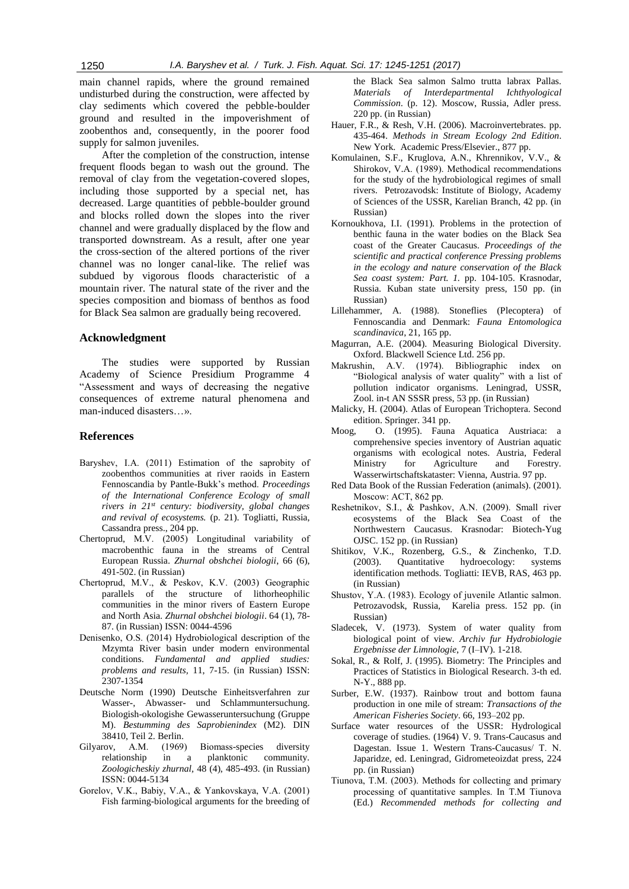main channel rapids, where the ground remained undisturbed during the construction, were affected by clay sediments which covered the pebble-boulder ground and resulted in the impoverishment of zoobenthos and, consequently, in the poorer food supply for salmon juveniles.

After the completion of the construction, intense frequent floods began to wash out the ground. The removal of clay from the vegetation-covered slopes, including those supported by a special net, has decreased. Large quantities of pebble-boulder ground and blocks rolled down the slopes into the river channel and were gradually displaced by the flow and transported downstream. As a result, after one year the cross-section of the altered portions of the river channel was no longer canal-like. The relief was subdued by vigorous floods characteristic of a mountain river. The natural state of the river and the species composition and biomass of benthos as food for Black Sea salmon are gradually being recovered.

## Acknowledgment

The studies were supported by Russian Academy of Science Presidium Programme 4 "Assessment and ways of decreasing the negative consequences of extreme natural phenomena and man-induced disasters…».

## References

Baryshev, I.A. (2011) Estimation of the saprobity of zoobenthos communities at river raoids in Eastern Fennoscandia by Pantle-Bukk's method. *Proceedings of the International Conference Ecology of small rivers in 21st century: biodiversity, global changes and revival of ecosystems.* (p. 21). Togliatti, Russia, Cassandra press., 204 pp.

Chertoprud, M.V. (2005) Longitudinal variability of macrobenthic fauna in the streams of Central European Russia. *Zhurnal obshchei biologii*, 66 (6), 491-502. (in Russian)

Chertoprud, M.V., & Peskov, K.V. (2003) Geographic parallels of the structure of lithorheophilic communities in the minor rivers of Eastern Europe and North Asia. *Zhurnal obshchei biologii*. 64 (1), 78-87. (in Russian) ISSN: 0044-4596

Denisenko, O.S. (2014) Hydrobiological description of the Mzymta River basin under modern environmental conditions. *Fundamental and applied studies: problems and results,* 11, 7-15. (in Russian) ISSN: 2307-1354

Deutsche Norm (1990) Deutsche Einheitsverfahren zur Wasser-, Abwasser- und Schlammuntersuchung. Biologish-okologishe Gewasseruntersuchung (Gruppe M). *Bestumming des Saprobienindex* (M2). DIN 38410, Teil 2. Berlin.

Gilyarov, A.M. (1969) Biomass-species diversity relationship in a planktonic community. *Zoologicheskiy zhurnal*, 48 (4), 485-493. (in Russian) ISSN: 0044-5134

Gorelov, V.K., Babiy, V.A., & Yankovskaya, V.A. (2001) Fish farming-biological arguments for the breeding of the Black Sea salmon Salmo trutta labrax Pallas. *Materials of Interdepartmental Ichthyological Commission*. (p. 12). Moscow, Russia, Adler press. 220 pp. (in Russian)

Hauer, F.R., & Resh, V.H. (2006). Macroinvertebrates. pp. 435-464. *Methods in Stream Ecology 2nd Edition*. New York. Academic Press/Elsevier., 877 pp.

Komulainen, S.F., Kruglova, A.N., Khrennikov, V.V., & Shirokov, V.A. (1989). Methodical recommendations for the study of the hydrobiological regimes of small rivers. Petrozavodsk: Institute of Biology, Academy of Sciences of the USSR, Karelian Branch, 42 pp. (in Russian)

Kornoukhova, I.I. (1991). Problems in the protection of benthic fauna in the water bodies on the Black Sea coast of the Greater Caucasus. *Proceedings of the scientific and practical conference Pressing problems in the ecology and nature conservation of the Black Sea coast system: Part. 1.* pp. 104-105. Krasnodar, Russia. Kuban state university press, 150 pp. (in Russian)

Lillehammer, A. (1988). Stoneflies (Plecoptera) of Fennoscandia and Denmark: *Fauna Entomologica scandinavica*, 21, 165 pp.

Magurran, A.E. (2004). Measuring Biological Diversity. Oxford. Blackwell Science Ltd. 256 pp.

Makrushin, A.V. (1974). Bibliographic index on "Biological analysis of water quality" with a list of pollution indicator organisms. Leningrad, USSR, Zool. in-t AN SSSR press, 53 pp. (in Russian)

Malicky, H. (2004). Atlas of European Trichoptera. Second edition. Springer. 341 pp.

Moog, O. (1995). Fauna Aquatica Austriaca: a comprehensive species inventory of Austrian aquatic organisms with ecological notes. Austria, Federal Ministry for Agriculture and Forestry. Wasserwirtschaftskataster: Vienna, Austria. 97 pp.

Red Data Book of the Russian Federation (animals). (2001). Moscow: ACT, 862 pp.

Reshetnikov, S.I., & Pashkov, A.N. (2009). Small river ecosystems of the Black Sea Coast of the Northwestern Caucasus. Krasnodar: Biotech-Yug OJSC. 152 pp. (in Russian)

Shitikov, V.K., Rozenberg, G.S., & Zinchenko, T.D. (2003). Quantitative hydroecology: systems identification methods. Togliatti: IEVB, RAS, 463 pp. (in Russian)

Shustov, Y.A. (1983). Ecology of juvenile Atlantic salmon. Petrozavodsk, Russia, Karelia press. 152 pp. (in Russian)

Sladecek, V. (1973). System of water quality from biological point of view. *Archiv fur Hydrobiologie Ergebnisse der Limnologie*, 7 (I–IV). 1-218.

Sokal, R., & Rolf, J. (1995). Biometry: The Principles and Practices of Statistics in Biological Research. 3-th ed. N-Y., 888 pp.

Surber, E.W. (1937). Rainbow trout and bottom fauna production in one mile of stream: *Transactions of the American Fisheries Society*. 66, 193–202 pp.

Surface water resources of the USSR: Hydrological coverage of studies. (1964) V. 9. Trans-Caucasus and Dagestan. Issue 1. Western Trans-Caucasus/ T. N. Japaridze, ed. Leningrad, Gidrometeoizdat press, 224 pp. (in Russian)

Tiunova, T.M. (2003). Methods for collecting and primary processing of quantitative samples. In T.M Tiunova (Ed.) *Recommended methods for collecting and*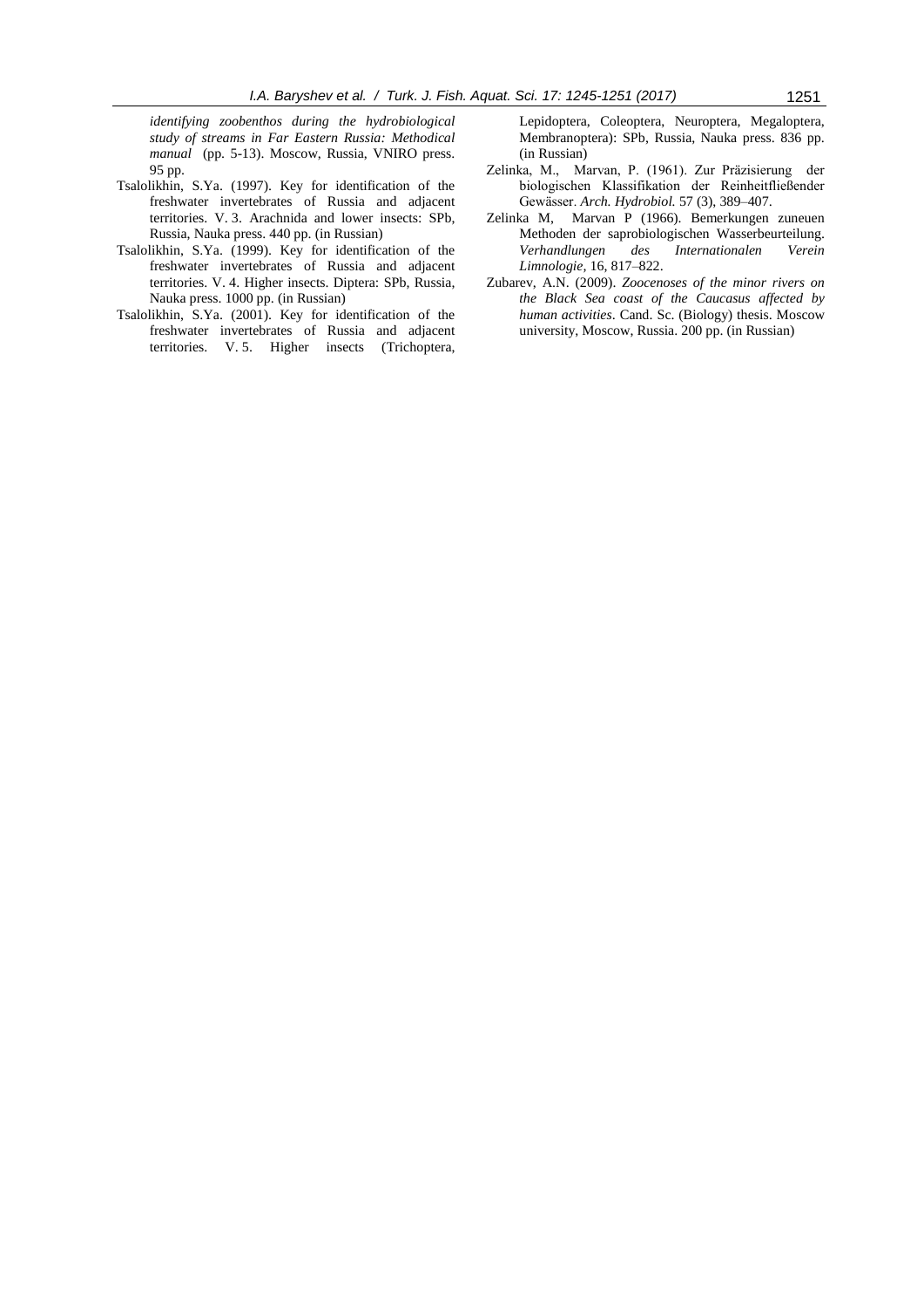*identifying zoobenthos during the hydrobiological study of streams in Far Eastern Russia: Methodical manual* (pp. 5-13). Moscow, Russia, VNIRO press. 95 pp.

Tsalolikhin, S.Ya. (1997). Key for identification of the freshwater invertebrates of Russia and adjacent territories. V. 3. Arachnida and lower insects: SPb, Russia, Nauka press. 440 pp. (in Russian)

Tsalolikhin, S.Ya. (1999). Key for identification of the freshwater invertebrates of Russia and adjacent territories. V. 4. Higher insects. Diptera: SPb, Russia, Nauka press. 1000 pp. (in Russian)

Tsalolikhin, S.Ya. (2001). Key for identification of the freshwater invertebrates of Russia and adjacent territories. V. 5. Higher insects (Trichoptera, Lepidoptera, Coleoptera, Neuroptera, Megaloptera, Membranoptera): SPb, Russia, Nauka press. 836 pp. (in Russian)

Zelinka, M., Marvan, P. (1961). Zur Präzisierung der biologischen Klassifikation der Reinheitfließender Gewässer. *Arch. Hydrobiol.* 57 (3), 389–407.

Zelinka M, Marvan P (1966). Bemerkungen zuneuen Methoden der saprobiologischen Wasserbeurteilung. *Verhandlungen des Internationalen Verein Limnologie*, 16, 817–822.

Zubarev, A.N. (2009). *Zoocenoses of the minor rivers on the Black Sea coast of the Caucasus affected by human activities*. Cand. Sc. (Biology) thesis. Moscow university, Moscow, Russia. 200 pp. (in Russian)